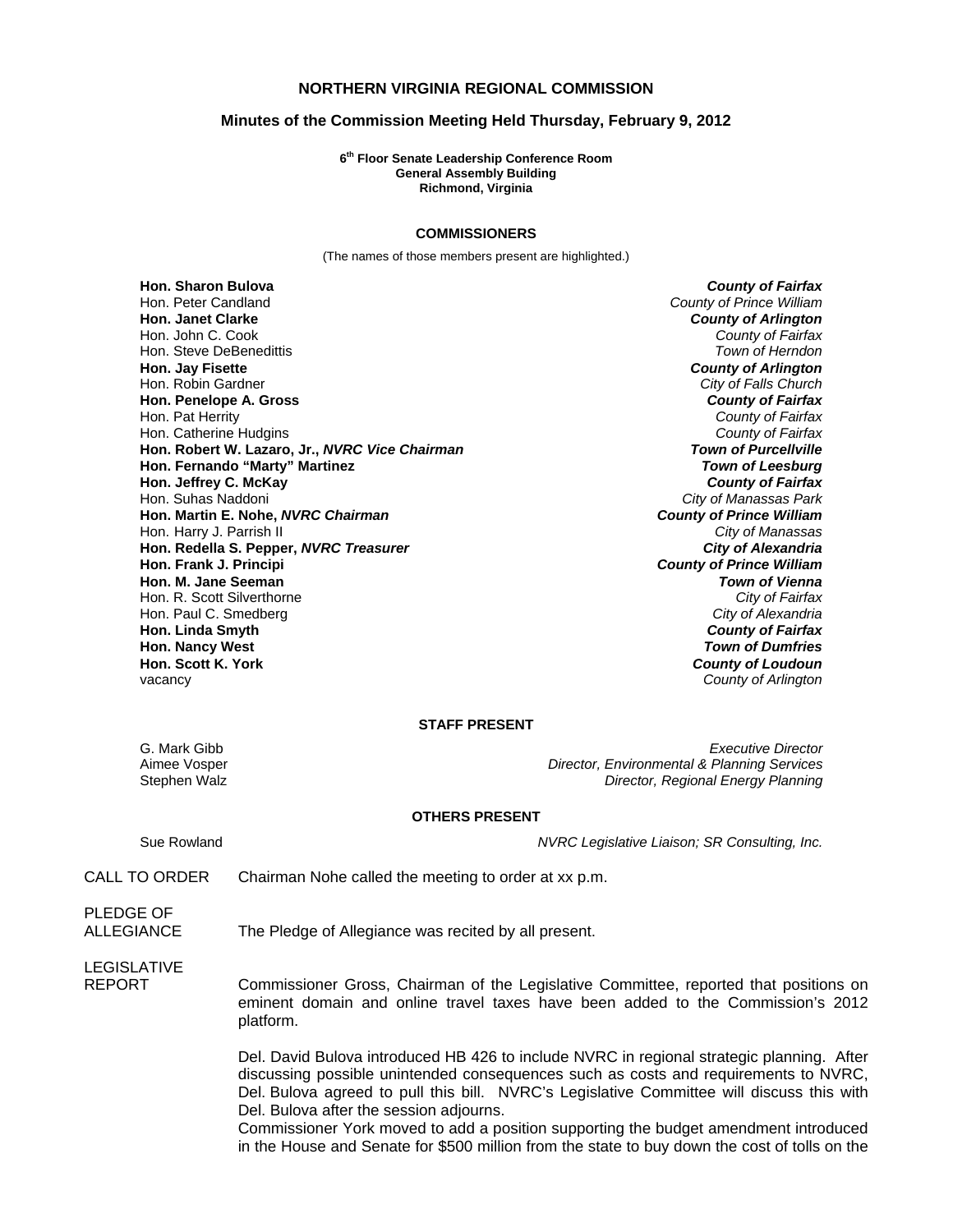# NORTHERN VIRGINIA REGIONAL COMMISSION

## Minutes of the Commission Meeting Held Thursday, February 9, 2012

**6th Floor Senate Leadership Conference Room**
**General Assembly Building**
**Richmond, Virginia**

### COMMISSIONERS

(The names of those members present are highlighted.)

| | |
|---|---|
| **Hon. Sharon Bulova** | ***County of Fairfax*** |
| Hon. Peter Candland | *County of Prince William* |
| **Hon. Janet Clarke** | ***County of Arlington*** |
| Hon. John C. Cook | *County of Fairfax* |
| Hon. Steve DeBenedittis | *Town of Herndon* |
| **Hon. Jay Fisette** | ***County of Arlington*** |
| Hon. Robin Gardner | *City of Falls Church* |
| **Hon. Penelope A. Gross** | ***County of Fairfax*** |
| Hon. Pat Herrity | *County of Fairfax* |
| Hon. Catherine Hudgins | *County of Fairfax* |
| **Hon. Robert W. Lazaro, Jr., *NVRC Vice Chairman*** | ***Town of Purcellville*** |
| **Hon. Fernando "Marty" Martinez** | ***Town of Leesburg*** |
| **Hon. Jeffrey C. McKay** | ***County of Fairfax*** |
| Hon. Suhas Naddoni | *City of Manassas Park* |
| **Hon. Martin E. Nohe, *NVRC Chairman*** | ***County of Prince William*** |
| Hon. Harry J. Parrish II | *City of Manassas* |
| **Hon. Redella S. Pepper, *NVRC Treasurer*** | ***City of Alexandria*** |
| **Hon. Frank J. Principi** | ***County of Prince William*** |
| **Hon. M. Jane Seeman** | ***Town of Vienna*** |
| Hon. R. Scott Silverthorne | *City of Fairfax* |
| Hon. Paul C. Smedberg | *City of Alexandria* |
| **Hon. Linda Smyth** | ***County of Fairfax*** |
| **Hon. Nancy West** | ***Town of Dumfries*** |
| **Hon. Scott K. York** | ***County of Loudoun*** |
| vacancy | *County of Arlington* |

### STAFF PRESENT

| | |
|---|---|
| G. Mark Gibb | *Executive Director* |
| Aimee Vosper | *Director, Environmental & Planning Services* |
| Stephen Walz | *Director, Regional Energy Planning* |

### OTHERS PRESENT

| | |
|---|---|
| Sue Rowland | *NVRC Legislative Liaison; SR Consulting, Inc.* |

CALL TO ORDER — Chairman Nohe called the meeting to order at xx p.m.

PLEDGE OF ALLEGIANCE — The Pledge of Allegiance was recited by all present.

LEGISLATIVE REPORT — Commissioner Gross, Chairman of the Legislative Committee, reported that positions on eminent domain and online travel taxes have been added to the Commission's 2012 platform.

Del. David Bulova introduced HB 426 to include NVRC in regional strategic planning. After discussing possible unintended consequences such as costs and requirements to NVRC, Del. Bulova agreed to pull this bill. NVRC's Legislative Committee will discuss this with Del. Bulova after the session adjourns.
Commissioner York moved to add a position supporting the budget amendment introduced in the House and Senate for $500 million from the state to buy down the cost of tolls on the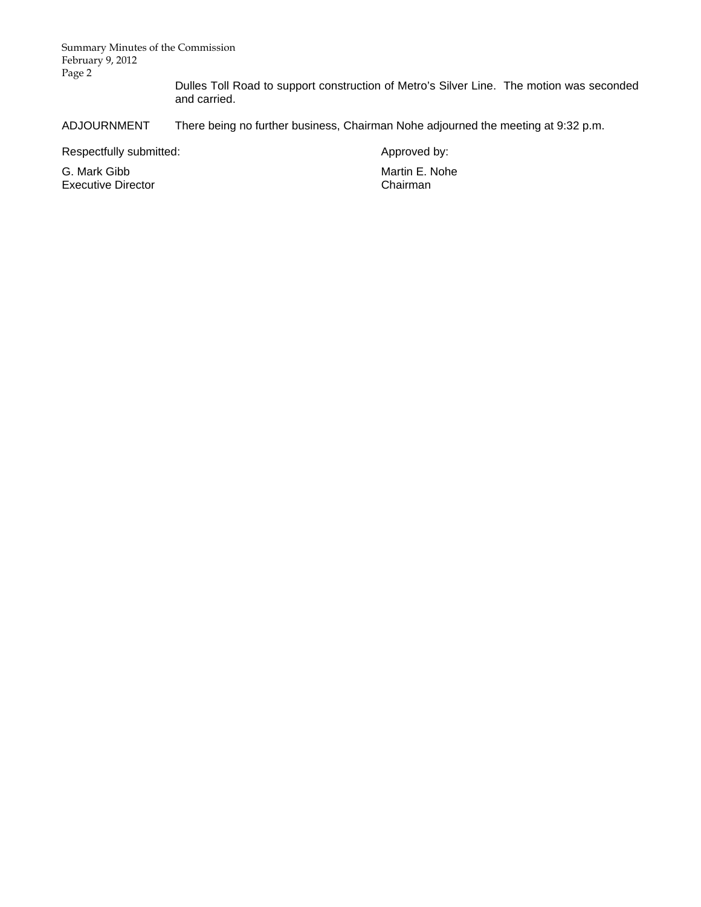Dulles Toll Road to support construction of Metro's Silver Line. The motion was seconded and carried.

ADJOURNMENT There being no further business, Chairman Nohe adjourned the meeting at 9:32 p.m.

| | |
|---|---|
| Respectfully submitted: | Approved by: |
| G. Mark Gibb<br>Executive Director | Martin E. Nohe<br>Chairman |